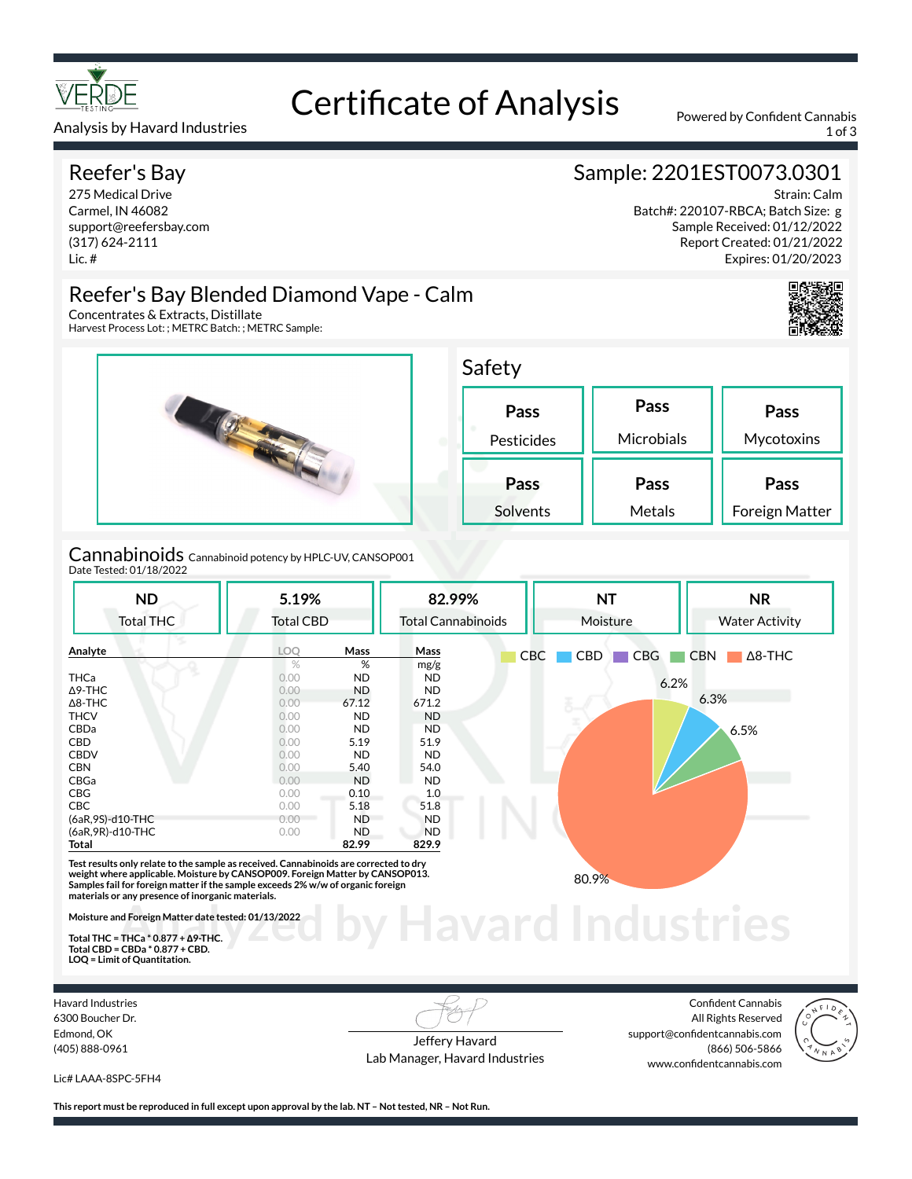# Certificate of Analysis

Analysis by Havard Industries

Powered by Confident Cannabis

## Reefer's Bay

275 Medical Drive
Carmel, IN 46082
support@reefersbay.com
(317) 624-2111
Lic. #

## Sample: 2201EST0073.0301

Strain: Calm
Batch#: 220107-RBCA; Batch Size: g
Sample Received: 01/12/2022
Report Created: 01/21/2022
Expires: 01/20/2023

## Reefer's Bay Blended Diamond Vape - Calm

Concentrates & Extracts, Distillate
Harvest Process Lot: ; METRC Batch: ; METRC Sample:

## Safety

| Pass | Pass | Pass |
|---|---|---|
| Pesticides | Microbials | Mycotoxins |
| **Pass** | **Pass** | **Pass** |
| Solvents | Metals | Foreign Matter |

## Cannabinoids

Cannabinoid potency by HPLC-UV, CANSOP001
Date Tested: 01/18/2022

| ND | 5.19% | 82.99% | NT | NR |
|---|---|---|---|---|
| Total THC | Total CBD | Total Cannabinoids | Moisture | Water Activity |

| Analyte | LOQ | Mass | Mass |
|---|---|---|---|
| | % | % | mg/g |
| THCa | 0.00 | ND | ND |
| Δ9-THC | 0.00 | ND | ND |
| Δ8-THC | 0.00 | 67.12 | 671.2 |
| THCV | 0.00 | ND | ND |
| CBDa | 0.00 | ND | ND |
| CBD | 0.00 | 5.19 | 51.9 |
| CBDV | 0.00 | ND | ND |
| CBN | 0.00 | 5.40 | 54.0 |
| CBGa | 0.00 | ND | ND |
| CBG | 0.00 | 0.10 | 1.0 |
| CBC | 0.00 | 5.18 | 51.8 |
| (6aR,9S)-d10-THC | 0.00 | ND | ND |
| (6aR,9R)-d10-THC | 0.00 | ND | ND |
| **Total** | | **82.99** | **829.9** |

CBC 6.2% · CBD 6.3% · CBN 6.5% · Δ8-THC 80.9% · CBG

**Test results only relate to the sample as received. Cannabinoids are corrected to dry weight where applicable. Moisture by CANSOP009. Foreign Matter by CANSOP013. Samples fail for foreign matter if the sample exceeds 2% w/w of organic foreign materials or any presence of inorganic materials.**

**Moisture and Foreign Matter date tested: 01/13/2022**

**Total THC = THCa * 0.877 + Δ9-THC.**
**Total CBD = CBDa * 0.877 + CBD.**
**LOQ = Limit of Quantitation.**

Havard Industries
6300 Boucher Dr.
Edmond, OK
(405) 888-0961

Lic# LAAA-8SPC-5FH4

Jeffery Havard
Lab Manager, Havard Industries

Confident Cannabis
All Rights Reserved
support@confidentcannabis.com
(866) 506-5866
www.confidentcannabis.com

**This report must be reproduced in full except upon approval by the lab. NT – Not tested, NR – Not Run.**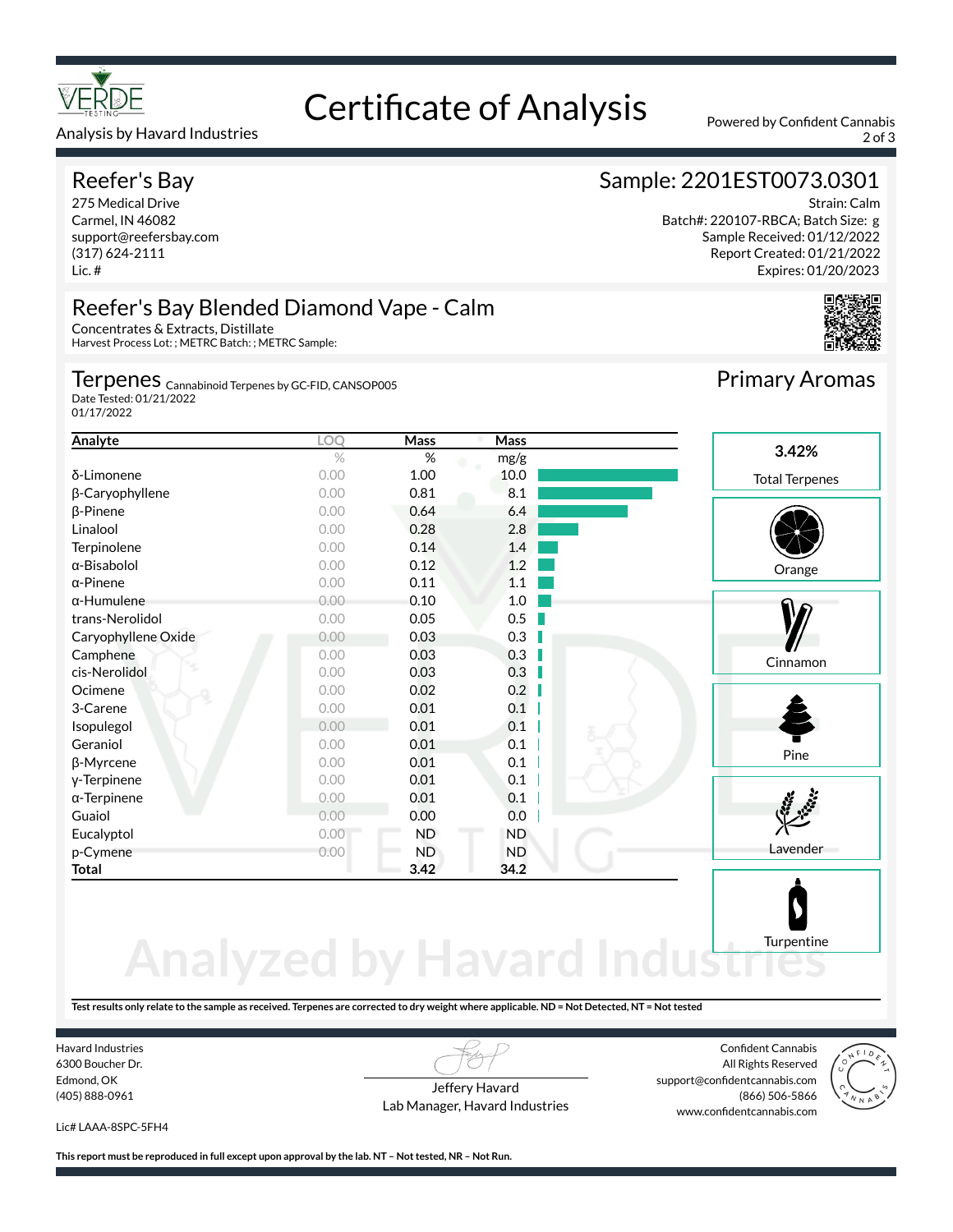# Certificate of Analysis

Analysis by Havard Industries

Powered by Confident Cannabis

## Reefer's Bay

275 Medical Drive
Carmel, IN 46082
support@reefersbay.com
(317) 624-2111
Lic. #

## Sample: 2201EST0073.0301

Strain: Calm
Batch#: 220107-RBCA; Batch Size: g
Sample Received: 01/12/2022
Report Created: 01/21/2022
Expires: 01/20/2023

## Reefer's Bay Blended Diamond Vape - Calm

Concentrates & Extracts, Distillate
Harvest Process Lot: ; METRC Batch: ; METRC Sample:

### Terpenes

Cannabinoid Terpenes by GC-FID, CANSOP005
Date Tested: 01/21/2022
01/17/2022

| Analyte | LOQ | Mass | Mass |
|---|---|---|---|
| | % | % | mg/g |
| δ-Limonene | 0.00 | 1.00 | 10.0 |
| β-Caryophyllene | 0.00 | 0.81 | 8.1 |
| β-Pinene | 0.00 | 0.64 | 6.4 |
| Linalool | 0.00 | 0.28 | 2.8 |
| Terpinolene | 0.00 | 0.14 | 1.4 |
| α-Bisabolol | 0.00 | 0.12 | 1.2 |
| α-Pinene | 0.00 | 0.11 | 1.1 |
| α-Humulene | 0.00 | 0.10 | 1.0 |
| trans-Nerolidol | 0.00 | 0.05 | 0.5 |
| Caryophyllene Oxide | 0.00 | 0.03 | 0.3 |
| Camphene | 0.00 | 0.03 | 0.3 |
| cis-Nerolidol | 0.00 | 0.03 | 0.3 |
| Ocimene | 0.00 | 0.02 | 0.2 |
| 3-Carene | 0.00 | 0.01 | 0.1 |
| Isopulegol | 0.00 | 0.01 | 0.1 |
| Geraniol | 0.00 | 0.01 | 0.1 |
| β-Myrcene | 0.00 | 0.01 | 0.1 |
| γ-Terpinene | 0.00 | 0.01 | 0.1 |
| α-Terpinene | 0.00 | 0.01 | 0.1 |
| Guaiol | 0.00 | 0.00 | 0.0 |
| Eucalyptol | 0.00 | ND | ND |
| p-Cymene | 0.00 | ND | ND |
| **Total** | | **3.42** | **34.2** |

### Primary Aromas

**3.42%**
Total Terpenes

Orange

Cinnamon

Pine

Lavender

Turpentine

Analyzed by Havard Industries

**Test results only relate to the sample as received. Terpenes are corrected to dry weight where applicable. ND = Not Detected, NT = Not tested**

Havard Industries
6300 Boucher Dr.
Edmond, OK
(405) 888-0961

Lic# LAAA-8SPC-5FH4

Jeffery Havard
Lab Manager, Havard Industries

Confident Cannabis
All Rights Reserved
support@confidentcannabis.com
(866) 506-5866
www.confidentcannabis.com

**This report must be reproduced in full except upon approval by the lab. NT – Not tested, NR – Not Run.**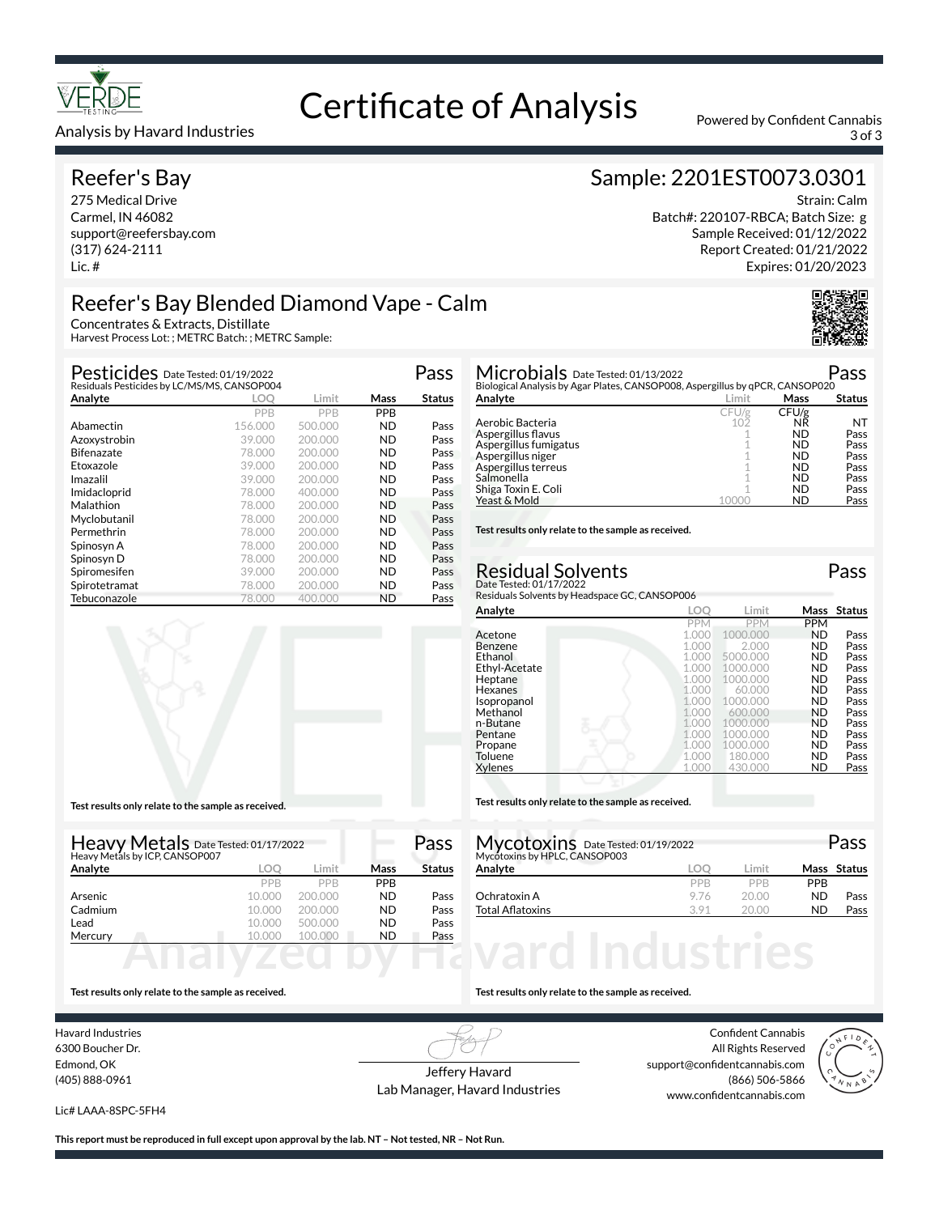# Certificate of Analysis

Analysis by Havard Industries

Powered by Confident Cannabis

## Reefer's Bay

275 Medical Drive
Carmel, IN 46082
support@reefersbay.com
(317) 624-2111
Lic. #

## Sample: 2201EST0073.0301

Strain: Calm
Batch#: 220107-RBCA; Batch Size: g
Sample Received: 01/12/2022
Report Created: 01/21/2022
Expires: 01/20/2023

## Reefer's Bay Blended Diamond Vape - Calm

Concentrates & Extracts, Distillate
Harvest Process Lot: ; METRC Batch: ; METRC Sample:

### Pesticides — Pass

Date Tested: 01/19/2022
Residuals Pesticides by LC/MS/MS, CANSOP004

| Analyte | LOQ | Limit | Mass | Status |
|---|---|---|---|---|
| | PPB | PPB | PPB | |
| Abamectin | 156.000 | 500.000 | ND | Pass |
| Azoxystrobin | 39.000 | 200.000 | ND | Pass |
| Bifenazate | 78.000 | 200.000 | ND | Pass |
| Etoxazole | 39.000 | 200.000 | ND | Pass |
| Imazalil | 39.000 | 200.000 | ND | Pass |
| Imidacloprid | 78.000 | 400.000 | ND | Pass |
| Malathion | 78.000 | 200.000 | ND | Pass |
| Myclobutanil | 78.000 | 200.000 | ND | Pass |
| Permethrin | 78.000 | 200.000 | ND | Pass |
| Spinosyn A | 78.000 | 200.000 | ND | Pass |
| Spinosyn D | 78.000 | 200.000 | ND | Pass |
| Spiromesifen | 39.000 | 200.000 | ND | Pass |
| Spirotetramat | 78.000 | 200.000 | ND | Pass |
| Tebuconazole | 78.000 | 400.000 | ND | Pass |

**Test results only relate to the sample as received.**

### Microbials — Pass

Date Tested: 01/13/2022
Biological Analysis by Agar Plates, CANSOP008, Aspergillus by qPCR, CANSOP020

| Analyte | Limit | Mass | Status |
|---|---|---|---|
| | CFU/g | CFU/g | |
| Aerobic Bacteria | 102 | NR | NT |
| Aspergillus flavus | 1 | ND | Pass |
| Aspergillus fumigatus | 1 | ND | Pass |
| Aspergillus niger | 1 | ND | Pass |
| Aspergillus terreus | 1 | ND | Pass |
| Salmonella | 1 | ND | Pass |
| Shiga Toxin E. Coli | 1 | ND | Pass |
| Yeast & Mold | 10000 | ND | Pass |

**Test results only relate to the sample as received.**

### Residual Solvents — Pass

Date Tested: 01/17/2022
Residuals Solvents by Headspace GC, CANSOP006

| Analyte | LOQ | Limit | Mass | Status |
|---|---|---|---|---|
| | PPM | PPM | PPM | |
| Acetone | 1.000 | 1000.000 | ND | Pass |
| Benzene | 1.000 | 2.000 | ND | Pass |
| Ethanol | 1.000 | 5000.000 | ND | Pass |
| Ethyl-Acetate | 1.000 | 1000.000 | ND | Pass |
| Heptane | 1.000 | 1000.000 | ND | Pass |
| Hexanes | 1.000 | 60.000 | ND | Pass |
| Isopropanol | 1.000 | 1000.000 | ND | Pass |
| Methanol | 1.000 | 600.000 | ND | Pass |
| n-Butane | 1.000 | 1000.000 | ND | Pass |
| Pentane | 1.000 | 1000.000 | ND | Pass |
| Propane | 1.000 | 1000.000 | ND | Pass |
| Toluene | 1.000 | 180.000 | ND | Pass |
| Xylenes | 1.000 | 430.000 | ND | Pass |

**Test results only relate to the sample as received.**

### Heavy Metals — Pass

Date Tested: 01/17/2022
Heavy Metals by ICP, CANSOP007

| Analyte | LOQ | Limit | Mass | Status |
|---|---|---|---|---|
| | PPB | PPB | PPB | |
| Arsenic | 10.000 | 200.000 | ND | Pass |
| Cadmium | 10.000 | 200.000 | ND | Pass |
| Lead | 10.000 | 500.000 | ND | Pass |
| Mercury | 10.000 | 100.000 | ND | Pass |

**Test results only relate to the sample as received.**

### Mycotoxins — Pass

Date Tested: 01/19/2022
Mycotoxins by HPLC, CANSOP003

| Analyte | LOQ | Limit | Mass | Status |
|---|---|---|---|---|
| | PPB | PPB | PPB | |
| Ochratoxin A | 9.76 | 20.00 | ND | Pass |
| Total Aflatoxins | 3.91 | 20.00 | ND | Pass |

**Test results only relate to the sample as received.**

Havard Industries
6300 Boucher Dr.
Edmond, OK
(405) 888-0961

Lic# LAAA-8SPC-5FH4

Jeffery Havard
Lab Manager, Havard Industries

Confident Cannabis
All Rights Reserved
support@confidentcannabis.com
(866) 506-5866
www.confidentcannabis.com

**This report must be reproduced in full except upon approval by the lab. NT – Not tested, NR – Not Run.**